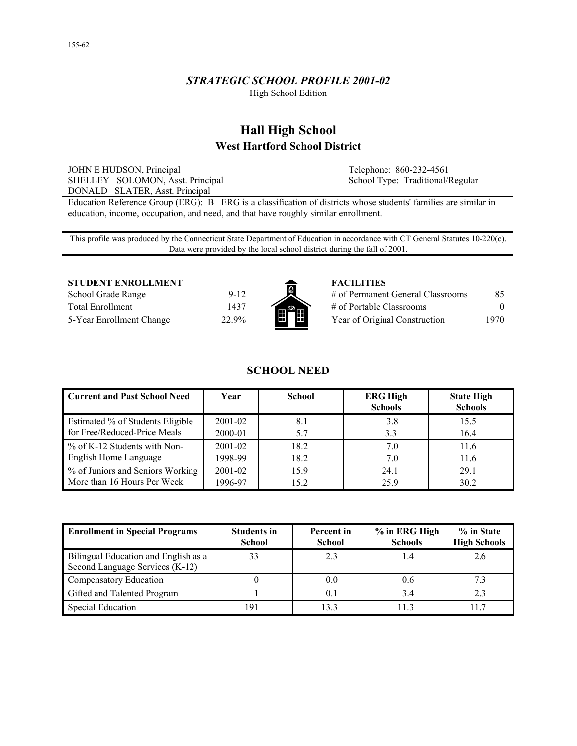155-62

***STRATEGIC SCHOOL PROFILE 2001-02***

High School Edition

# Hall High School

## West Hartford School District

JOHN E HUDSON, Principal
SHELLEY SOLOMON, Asst. Principal
DONALD SLATER, Asst. Principal

Telephone: 860-232-4561
School Type: Traditional/Regular

Education Reference Group (ERG): B ERG is a classification of districts whose students' families are similar in education, income, occupation, and need, and that have roughly similar enrollment.

This profile was produced by the Connecticut State Department of Education in accordance with CT General Statutes 10-220(c). Data were provided by the local school district during the fall of 2001.

**STUDENT ENROLLMENT**

| | |
|---|---|
| School Grade Range | 9-12 |
| Total Enrollment | 1437 |
| 5-Year Enrollment Change | 22.9% |

**FACILITIES**

| | |
|---|---|
| # of Permanent General Classrooms | 85 |
| # of Portable Classrooms | 0 |
| Year of Original Construction | 1970 |

## SCHOOL NEED

| Current and Past School Need | Year | School | ERG High Schools | State High Schools |
|---|---|---|---|---|
| Estimated % of Students Eligible for Free/Reduced-Price Meals | 2001-02 | 8.1 | 3.8 | 15.5 |
| | 2000-01 | 5.7 | 3.3 | 16.4 |
| % of K-12 Students with Non-English Home Language | 2001-02 | 18.2 | 7.0 | 11.6 |
| | 1998-99 | 18.2 | 7.0 | 11.6 |
| % of Juniors and Seniors Working More than 16 Hours Per Week | 2001-02 | 15.9 | 24.1 | 29.1 |
| | 1996-97 | 15.2 | 25.9 | 30.2 |

| Enrollment in Special Programs | Students in School | Percent in School | % in ERG High Schools | % in State High Schools |
|---|---|---|---|---|
| Bilingual Education and English as a Second Language Services (K-12) | 33 | 2.3 | 1.4 | 2.6 |
| Compensatory Education | 0 | 0.0 | 0.6 | 7.3 |
| Gifted and Talented Program | 1 | 0.1 | 3.4 | 2.3 |
| Special Education | 191 | 13.3 | 11.3 | 11.7 |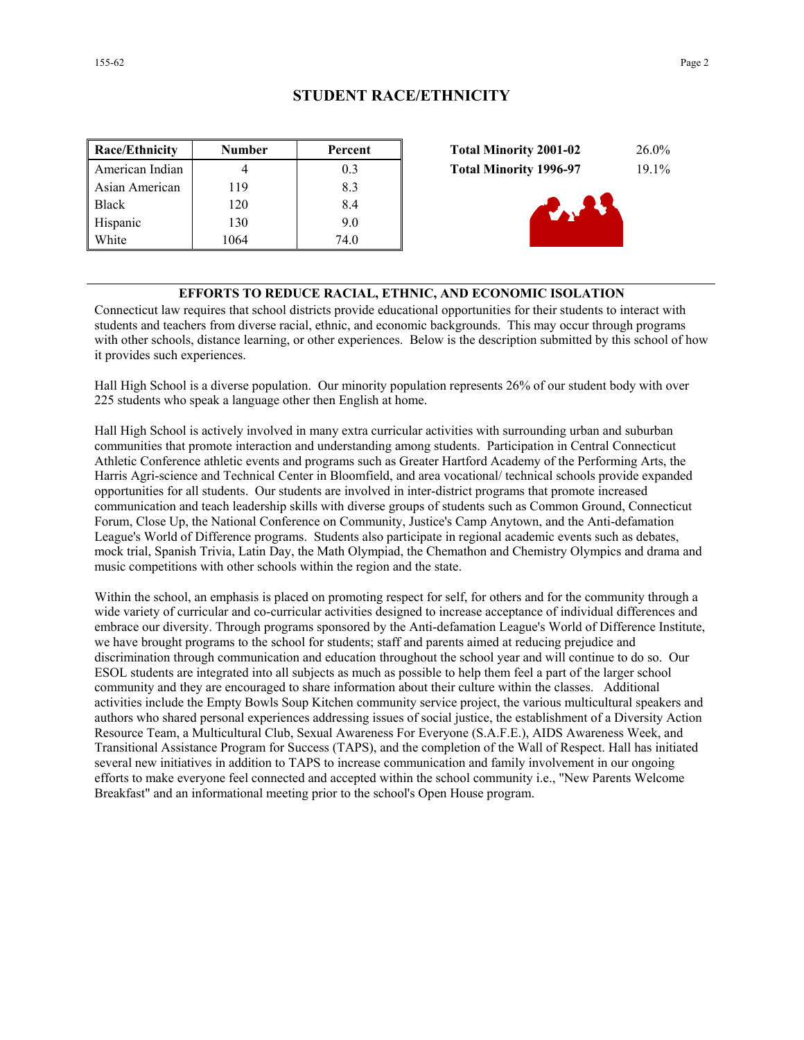## STUDENT RACE/ETHNICITY

| Race/Ethnicity | Number | Percent |
|---|---|---|
| American Indian | 4 | 0.3 |
| Asian American | 119 | 8.3 |
| Black | 120 | 8.4 |
| Hispanic | 130 | 9.0 |
| White | 1064 | 74.0 |

| | |
|---|---|
| **Total Minority 2001-02** | 26.0% |
| **Total Minority 1996-97** | 19.1% |

### EFFORTS TO REDUCE RACIAL, ETHNIC, AND ECONOMIC ISOLATION

Connecticut law requires that school districts provide educational opportunities for their students to interact with students and teachers from diverse racial, ethnic, and economic backgrounds. This may occur through programs with other schools, distance learning, or other experiences. Below is the description submitted by this school of how it provides such experiences.

Hall High School is a diverse population. Our minority population represents 26% of our student body with over 225 students who speak a language other then English at home.

Hall High School is actively involved in many extra curricular activities with surrounding urban and suburban communities that promote interaction and understanding among students. Participation in Central Connecticut Athletic Conference athletic events and programs such as Greater Hartford Academy of the Performing Arts, the Harris Agri-science and Technical Center in Bloomfield, and area vocational/ technical schools provide expanded opportunities for all students. Our students are involved in inter-district programs that promote increased communication and teach leadership skills with diverse groups of students such as Common Ground, Connecticut Forum, Close Up, the National Conference on Community, Justice's Camp Anytown, and the Anti-defamation League's World of Difference programs. Students also participate in regional academic events such as debates, mock trial, Spanish Trivia, Latin Day, the Math Olympiad, the Chemathon and Chemistry Olympics and drama and music competitions with other schools within the region and the state.

Within the school, an emphasis is placed on promoting respect for self, for others and for the community through a wide variety of curricular and co-curricular activities designed to increase acceptance of individual differences and embrace our diversity. Through programs sponsored by the Anti-defamation League's World of Difference Institute, we have brought programs to the school for students; staff and parents aimed at reducing prejudice and discrimination through communication and education throughout the school year and will continue to do so. Our ESOL students are integrated into all subjects as much as possible to help them feel a part of the larger school community and they are encouraged to share information about their culture within the classes. Additional activities include the Empty Bowls Soup Kitchen community service project, the various multicultural speakers and authors who shared personal experiences addressing issues of social justice, the establishment of a Diversity Action Resource Team, a Multicultural Club, Sexual Awareness For Everyone (S.A.F.E.), AIDS Awareness Week, and Transitional Assistance Program for Success (TAPS), and the completion of the Wall of Respect. Hall has initiated several new initiatives in addition to TAPS to increase communication and family involvement in our ongoing efforts to make everyone feel connected and accepted within the school community i.e., "New Parents Welcome Breakfast" and an informational meeting prior to the school's Open House program.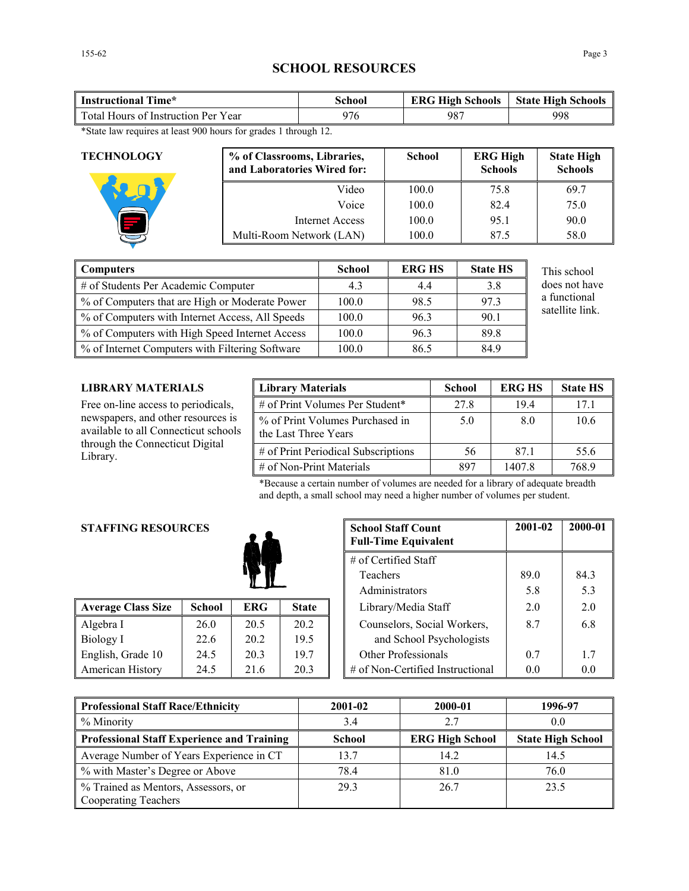# SCHOOL RESOURCES

| Instructional Time* | School | ERG High Schools | State High Schools |
|---|---|---|---|
| Total Hours of Instruction Per Year | 976 | 987 | 998 |

*State law requires at least 900 hours for grades 1 through 12.

## TECHNOLOGY

| % of Classrooms, Libraries, and Laboratories Wired for: | School | ERG High Schools | State High Schools |
|---|---|---|---|
| Video | 100.0 | 75.8 | 69.7 |
| Voice | 100.0 | 82.4 | 75.0 |
| Internet Access | 100.0 | 95.1 | 90.0 |
| Multi-Room Network (LAN) | 100.0 | 87.5 | 58.0 |

| Computers | School | ERG HS | State HS |
|---|---|---|---|
| # of Students Per Academic Computer | 4.3 | 4.4 | 3.8 |
| % of Computers that are High or Moderate Power | 100.0 | 98.5 | 97.3 |
| % of Computers with Internet Access, All Speeds | 100.0 | 96.3 | 90.1 |
| % of Computers with High Speed Internet Access | 100.0 | 96.3 | 89.8 |
| % of Internet Computers with Filtering Software | 100.0 | 86.5 | 84.9 |

This school does not have a functional satellite link.

## LIBRARY MATERIALS

Free on-line access to periodicals, newspapers, and other resources is available to all Connecticut schools through the Connecticut Digital Library.

| Library Materials | School | ERG HS | State HS |
|---|---|---|---|
| # of Print Volumes Per Student* | 27.8 | 19.4 | 17.1 |
| % of Print Volumes Purchased in the Last Three Years | 5.0 | 8.0 | 10.6 |
| # of Print Periodical Subscriptions | 56 | 87.1 | 55.6 |
| # of Non-Print Materials | 897 | 1407.8 | 768.9 |

*Because a certain number of volumes are needed for a library of adequate breadth and depth, a small school may need a higher number of volumes per student.

## STAFFING RESOURCES

| Average Class Size | School | ERG | State |
|---|---|---|---|
| Algebra I | 26.0 | 20.5 | 20.2 |
| Biology I | 22.6 | 20.2 | 19.5 |
| English, Grade 10 | 24.5 | 20.3 | 19.7 |
| American History | 24.5 | 21.6 | 20.3 |

| School Staff Count Full-Time Equivalent | 2001-02 | 2000-01 |
|---|---|---|
| # of Certified Staff | | |
| Teachers | 89.0 | 84.3 |
| Administrators | 5.8 | 5.3 |
| Library/Media Staff | 2.0 | 2.0 |
| Counselors, Social Workers, and School Psychologists | 8.7 | 6.8 |
| Other Professionals | 0.7 | 1.7 |
| # of Non-Certified Instructional | 0.0 | 0.0 |

| Professional Staff Race/Ethnicity | 2001-02 | 2000-01 | 1996-97 |
|---|---|---|---|
| % Minority | 3.4 | 2.7 | 0.0 |
| **Professional Staff Experience and Training** | **School** | **ERG High School** | **State High School** |
| Average Number of Years Experience in CT | 13.7 | 14.2 | 14.5 |
| % with Master's Degree or Above | 78.4 | 81.0 | 76.0 |
| % Trained as Mentors, Assessors, or Cooperating Teachers | 29.3 | 26.7 | 23.5 |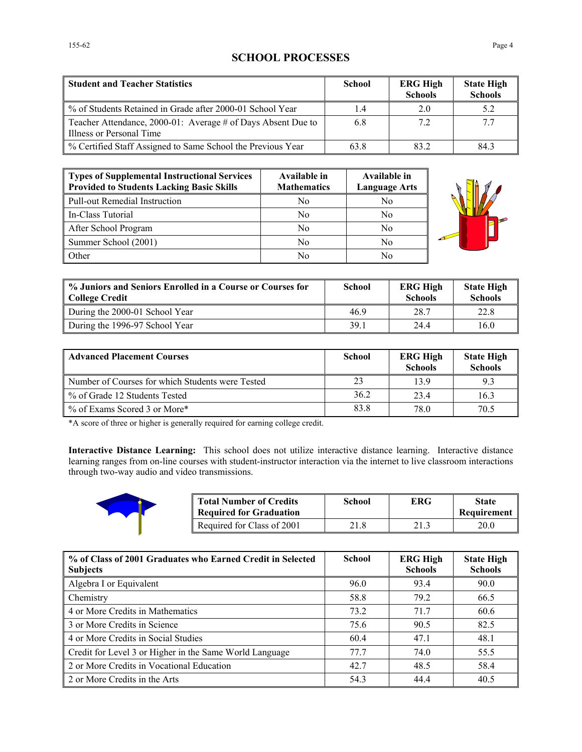## SCHOOL PROCESSES

| Student and Teacher Statistics | School | ERG High Schools | State High Schools |
|---|---|---|---|
| % of Students Retained in Grade after 2000-01 School Year | 1.4 | 2.0 | 5.2 |
| Teacher Attendance, 2000-01: Average # of Days Absent Due to Illness or Personal Time | 6.8 | 7.2 | 7.7 |
| % Certified Staff Assigned to Same School the Previous Year | 63.8 | 83.2 | 84.3 |

| Types of Supplemental Instructional Services Provided to Students Lacking Basic Skills | Available in Mathematics | Available in Language Arts |
|---|---|---|
| Pull-out Remedial Instruction | No | No |
| In-Class Tutorial | No | No |
| After School Program | No | No |
| Summer School (2001) | No | No |
| Other | No | No |

| % Juniors and Seniors Enrolled in a Course or Courses for College Credit | School | ERG High Schools | State High Schools |
|---|---|---|---|
| During the 2000-01 School Year | 46.9 | 28.7 | 22.8 |
| During the 1996-97 School Year | 39.1 | 24.4 | 16.0 |

| Advanced Placement Courses | School | ERG High Schools | State High Schools |
|---|---|---|---|
| Number of Courses for which Students were Tested | 23 | 13.9 | 9.3 |
| % of Grade 12 Students Tested | 36.2 | 23.4 | 16.3 |
| % of Exams Scored 3 or More* | 83.8 | 78.0 | 70.5 |

*A score of three or higher is generally required for earning college credit.

**Interactive Distance Learning:** This school does not utilize interactive distance learning. Interactive distance learning ranges from on-line courses with student-instructor interaction via the internet to live classroom interactions through two-way audio and video transmissions.

| Total Number of Credits Required for Graduation | School | ERG | State Requirement |
|---|---|---|---|
| Required for Class of 2001 | 21.8 | 21.3 | 20.0 |

| % of Class of 2001 Graduates who Earned Credit in Selected Subjects | School | ERG High Schools | State High Schools |
|---|---|---|---|
| Algebra I or Equivalent | 96.0 | 93.4 | 90.0 |
| Chemistry | 58.8 | 79.2 | 66.5 |
| 4 or More Credits in Mathematics | 73.2 | 71.7 | 60.6 |
| 3 or More Credits in Science | 75.6 | 90.5 | 82.5 |
| 4 or More Credits in Social Studies | 60.4 | 47.1 | 48.1 |
| Credit for Level 3 or Higher in the Same World Language | 77.7 | 74.0 | 55.5 |
| 2 or More Credits in Vocational Education | 42.7 | 48.5 | 58.4 |
| 2 or More Credits in the Arts | 54.3 | 44.4 | 40.5 |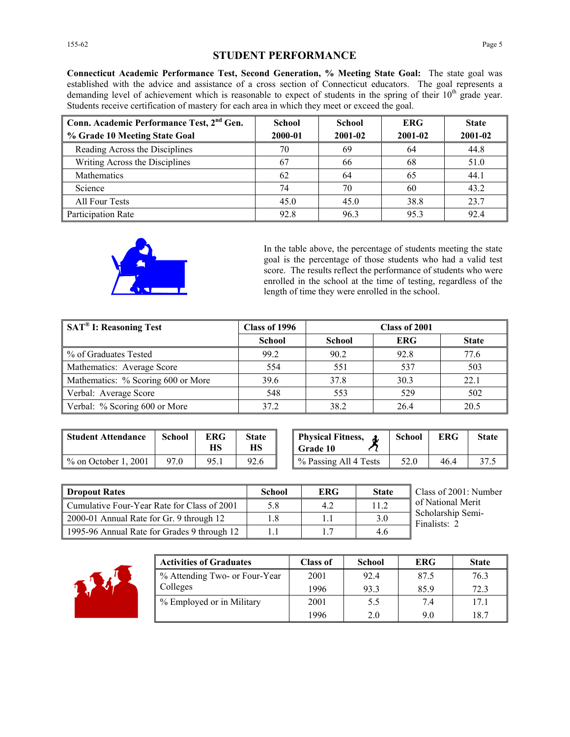# STUDENT PERFORMANCE

**Connecticut Academic Performance Test, Second Generation, % Meeting State Goal:** The state goal was established with the advice and assistance of a cross section of Connecticut educators. The goal represents a demanding level of achievement which is reasonable to expect of students in the spring of their 10th grade year. Students receive certification of mastery for each area in which they meet or exceed the goal.

| Conn. Academic Performance Test, 2nd Gen. % Grade 10 Meeting State Goal | School 2000-01 | School 2001-02 | ERG 2001-02 | State 2001-02 |
|---|---|---|---|---|
| Reading Across the Disciplines | 70 | 69 | 64 | 44.8 |
| Writing Across the Disciplines | 67 | 66 | 68 | 51.0 |
| Mathematics | 62 | 64 | 65 | 44.1 |
| Science | 74 | 70 | 60 | 43.2 |
| All Four Tests | 45.0 | 45.0 | 38.8 | 23.7 |
| Participation Rate | 92.8 | 96.3 | 95.3 | 92.4 |

In the table above, the percentage of students meeting the state goal is the percentage of those students who had a valid test score. The results reflect the performance of students who were enrolled in the school at the time of testing, regardless of the length of time they were enrolled in the school.

| SAT® I: Reasoning Test | Class of 1996 | Class of 2001 | | |
|---|---|---|---|---|
| | School | School | ERG | State |
| % of Graduates Tested | 99.2 | 90.2 | 92.8 | 77.6 |
| Mathematics: Average Score | 554 | 551 | 537 | 503 |
| Mathematics: % Scoring 600 or More | 39.6 | 37.8 | 30.3 | 22.1 |
| Verbal: Average Score | 548 | 553 | 529 | 502 |
| Verbal: % Scoring 600 or More | 37.2 | 38.2 | 26.4 | 20.5 |

| Student Attendance | School | ERG HS | State HS |
|---|---|---|---|
| % on October 1, 2001 | 97.0 | 95.1 | 92.6 |

| Physical Fitness, Grade 10 | School | ERG | State |
|---|---|---|---|
| % Passing All 4 Tests | 52.0 | 46.4 | 37.5 |

| Dropout Rates | School | ERG | State |
|---|---|---|---|
| Cumulative Four-Year Rate for Class of 2001 | 5.8 | 4.2 | 11.2 |
| 2000-01 Annual Rate for Gr. 9 through 12 | 1.8 | 1.1 | 3.0 |
| 1995-96 Annual Rate for Grades 9 through 12 | 1.1 | 1.7 | 4.6 |

Class of 2001: Number of National Merit Scholarship Semi-Finalists: 2

| Activities of Graduates | Class of | School | ERG | State |
|---|---|---|---|---|
| % Attending Two- or Four-Year Colleges | 2001 | 92.4 | 87.5 | 76.3 |
| | 1996 | 93.3 | 85.9 | 72.3 |
| % Employed or in Military | 2001 | 5.5 | 7.4 | 17.1 |
| | 1996 | 2.0 | 9.0 | 18.7 |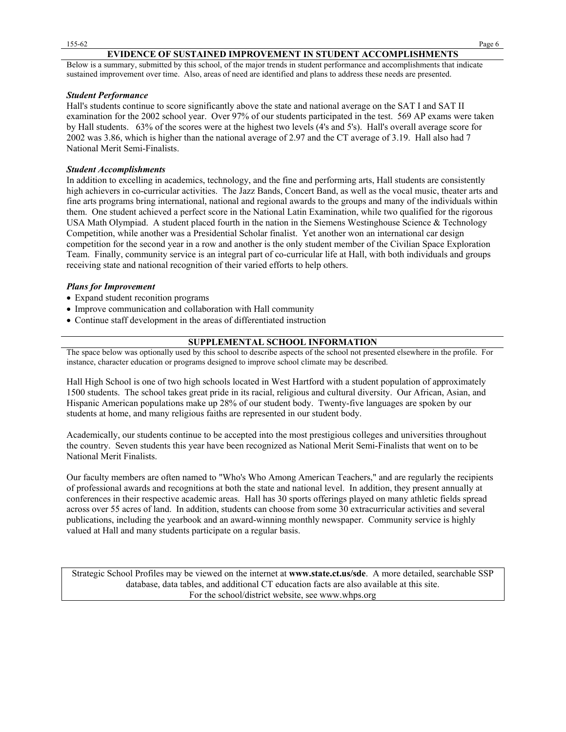## EVIDENCE OF SUSTAINED IMPROVEMENT IN STUDENT ACCOMPLISHMENTS

Below is a summary, submitted by this school, of the major trends in student performance and accomplishments that indicate sustained improvement over time. Also, areas of need are identified and plans to address these needs are presented.

### *Student Performance*

Hall's students continue to score significantly above the state and national average on the SAT I and SAT II examination for the 2002 school year. Over 97% of our students participated in the test. 569 AP exams were taken by Hall students. 63% of the scores were at the highest two levels (4's and 5's). Hall's overall average score for 2002 was 3.86, which is higher than the national average of 2.97 and the CT average of 3.19. Hall also had 7 National Merit Semi-Finalists.

### *Student Accomplishments*

In addition to excelling in academics, technology, and the fine and performing arts, Hall students are consistently high achievers in co-curricular activities. The Jazz Bands, Concert Band, as well as the vocal music, theater arts and fine arts programs bring international, national and regional awards to the groups and many of the individuals within them. One student achieved a perfect score in the National Latin Examination, while two qualified for the rigorous USA Math Olympiad. A student placed fourth in the nation in the Siemens Westinghouse Science & Technology Competition, while another was a Presidential Scholar finalist. Yet another won an international car design competition for the second year in a row and another is the only student member of the Civilian Space Exploration Team. Finally, community service is an integral part of co-curricular life at Hall, with both individuals and groups receiving state and national recognition of their varied efforts to help others.

### *Plans for Improvement*

- Expand student reconition programs
- Improve communication and collaboration with Hall community
- Continue staff development in the areas of differentiated instruction

## SUPPLEMENTAL SCHOOL INFORMATION

The space below was optionally used by this school to describe aspects of the school not presented elsewhere in the profile. For instance, character education or programs designed to improve school climate may be described.

Hall High School is one of two high schools located in West Hartford with a student population of approximately 1500 students. The school takes great pride in its racial, religious and cultural diversity. Our African, Asian, and Hispanic American populations make up 28% of our student body. Twenty-five languages are spoken by our students at home, and many religious faiths are represented in our student body.

Academically, our students continue to be accepted into the most prestigious colleges and universities throughout the country. Seven students this year have been recognized as National Merit Semi-Finalists that went on to be National Merit Finalists.

Our faculty members are often named to "Who's Who Among American Teachers," and are regularly the recipients of professional awards and recognitions at both the state and national level. In addition, they present annually at conferences in their respective academic areas. Hall has 30 sports offerings played on many athletic fields spread across over 55 acres of land. In addition, students can choose from some 30 extracurricular activities and several publications, including the yearbook and an award-winning monthly newspaper. Community service is highly valued at Hall and many students participate on a regular basis.

Strategic School Profiles may be viewed on the internet at **www.state.ct.us/sde**. A more detailed, searchable SSP database, data tables, and additional CT education facts are also available at this site.
For the school/district website, see www.whps.org